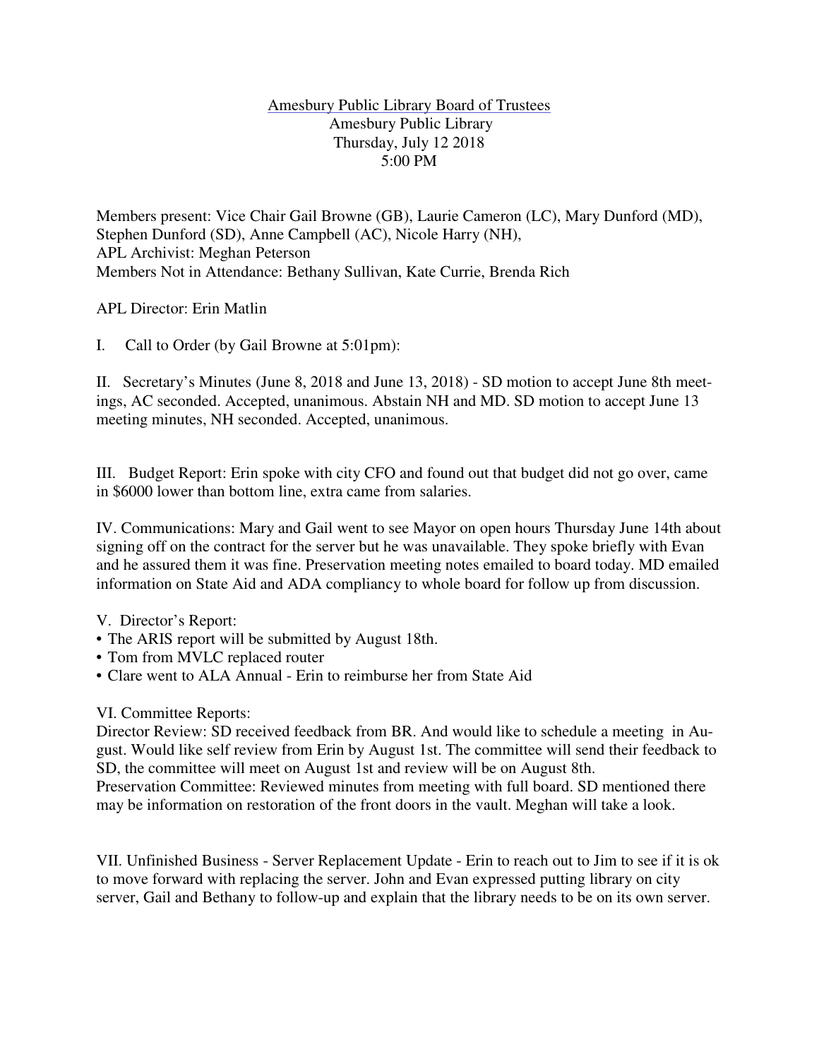<u>Amesbury Public Library Board of Trustees</u>
Amesbury Public Library
Thursday, July 12 2018
5:00 PM

Members present: Vice Chair Gail Browne (GB), Laurie Cameron (LC), Mary Dunford (MD), Stephen Dunford (SD), Anne Campbell (AC), Nicole Harry (NH),
APL Archivist: Meghan Peterson
Members Not in Attendance: Bethany Sullivan, Kate Currie, Brenda Rich

APL Director: Erin Matlin

I. Call to Order (by Gail Browne at 5:01pm):

II. Secretary's Minutes (June 8, 2018 and June 13, 2018) - SD motion to accept June 8th meetings, AC seconded. Accepted, unanimous. Abstain NH and MD. SD motion to accept June 13 meeting minutes, NH seconded. Accepted, unanimous.

III. Budget Report: Erin spoke with city CFO and found out that budget did not go over, came in $6000 lower than bottom line, extra came from salaries.

IV. Communications: Mary and Gail went to see Mayor on open hours Thursday June 14th about signing off on the contract for the server but he was unavailable. They spoke briefly with Evan and he assured them it was fine. Preservation meeting notes emailed to board today. MD emailed information on State Aid and ADA compliancy to whole board for follow up from discussion.

V. Director's Report:
- The ARIS report will be submitted by August 18th.
- Tom from MVLC replaced router
- Clare went to ALA Annual - Erin to reimburse her from State Aid

VI. Committee Reports:
Director Review: SD received feedback from BR. And would like to schedule a meeting in August. Would like self review from Erin by August 1st. The committee will send their feedback to SD, the committee will meet on August 1st and review will be on August 8th.
Preservation Committee: Reviewed minutes from meeting with full board. SD mentioned there may be information on restoration of the front doors in the vault. Meghan will take a look.

VII. Unfinished Business - Server Replacement Update - Erin to reach out to Jim to see if it is ok to move forward with replacing the server. John and Evan expressed putting library on city server, Gail and Bethany to follow-up and explain that the library needs to be on its own server.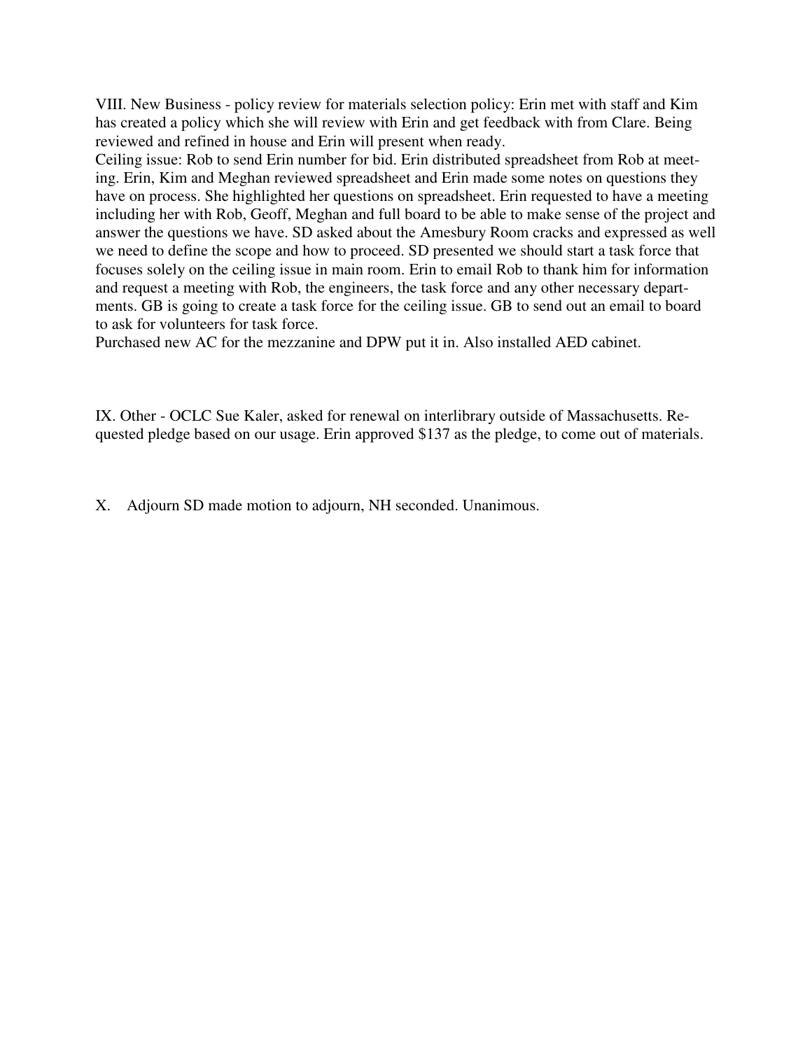VIII. New Business - policy review for materials selection policy: Erin met with staff and Kim has created a policy which she will review with Erin and get feedback with from Clare. Being reviewed and refined in house and Erin will present when ready.
Ceiling issue: Rob to send Erin number for bid. Erin distributed spreadsheet from Rob at meeting. Erin, Kim and Meghan reviewed spreadsheet and Erin made some notes on questions they have on process. She highlighted her questions on spreadsheet. Erin requested to have a meeting including her with Rob, Geoff, Meghan and full board to be able to make sense of the project and answer the questions we have. SD asked about the Amesbury Room cracks and expressed as well we need to define the scope and how to proceed. SD presented we should start a task force that focuses solely on the ceiling issue in main room. Erin to email Rob to thank him for information and request a meeting with Rob, the engineers, the task force and any other necessary departments. GB is going to create a task force for the ceiling issue. GB to send out an email to board to ask for volunteers for task force.
Purchased new AC for the mezzanine and DPW put it in. Also installed AED cabinet.

IX. Other - OCLC Sue Kaler, asked for renewal on interlibrary outside of Massachusetts. Requested pledge based on our usage. Erin approved $137 as the pledge, to come out of materials.

X. Adjourn SD made motion to adjourn, NH seconded. Unanimous.